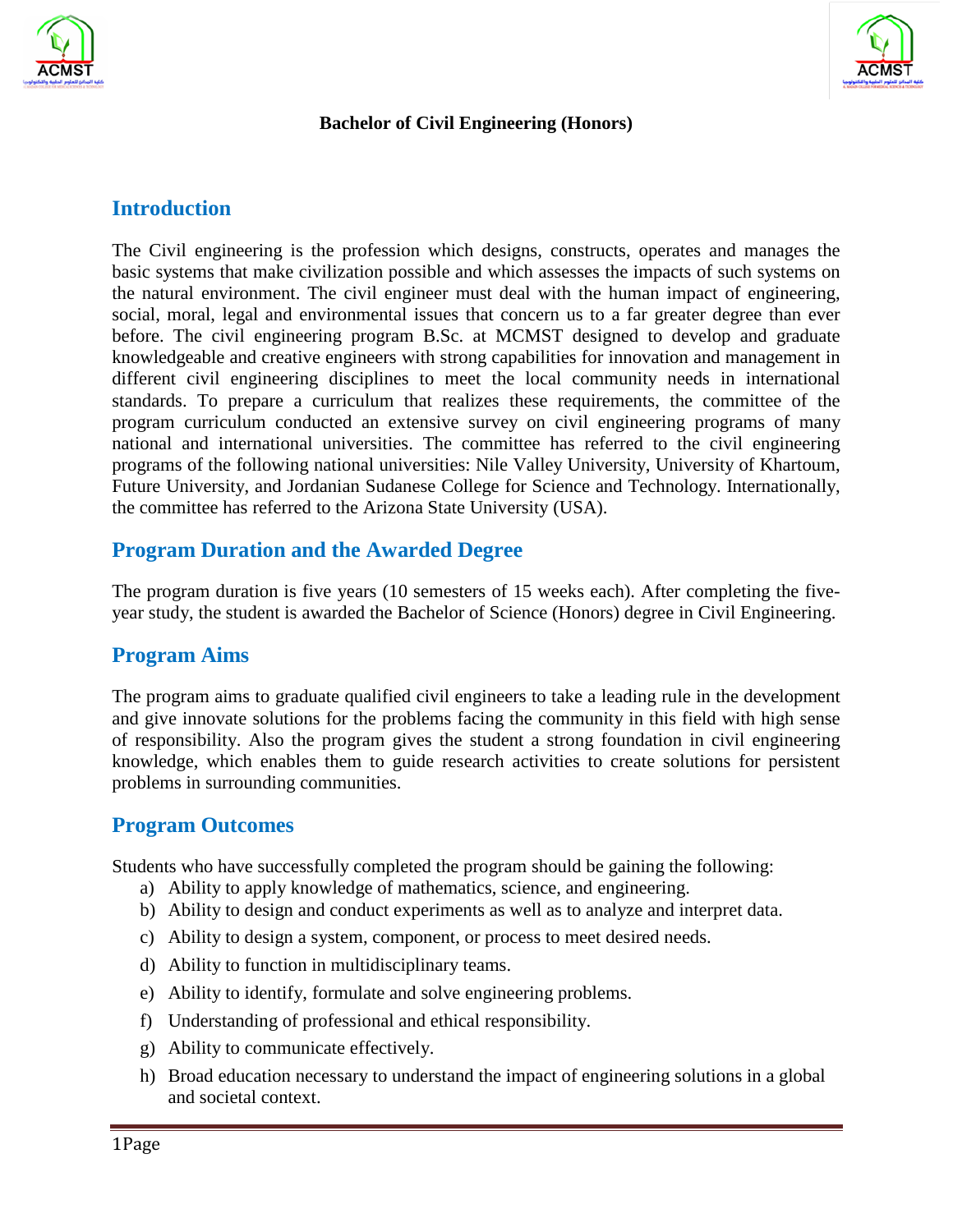**Bachelor of Civil Engineering (Honors)**

## Introduction

The Civil engineering is the profession which designs, constructs, operates and manages the basic systems that make civilization possible and which assesses the impacts of such systems on the natural environment. The civil engineer must deal with the human impact of engineering, social, moral, legal and environmental issues that concern us to a far greater degree than ever before. The civil engineering program B.Sc. at MCMST designed to develop and graduate knowledgeable and creative engineers with strong capabilities for innovation and management in different civil engineering disciplines to meet the local community needs in international standards. To prepare a curriculum that realizes these requirements, the committee of the program curriculum conducted an extensive survey on civil engineering programs of many national and international universities. The committee has referred to the civil engineering programs of the following national universities: Nile Valley University, University of Khartoum, Future University, and Jordanian Sudanese College for Science and Technology. Internationally, the committee has referred to the Arizona State University (USA).

## Program Duration and the Awarded Degree

The program duration is five years (10 semesters of 15 weeks each). After completing the five-year study, the student is awarded the Bachelor of Science (Honors) degree in Civil Engineering.

## Program Aims

The program aims to graduate qualified civil engineers to take a leading rule in the development and give innovate solutions for the problems facing the community in this field with high sense of responsibility. Also the program gives the student a strong foundation in civil engineering knowledge, which enables them to guide research activities to create solutions for persistent problems in surrounding communities.

## Program Outcomes

Students who have successfully completed the program should be gaining the following:

a) Ability to apply knowledge of mathematics, science, and engineering.
b) Ability to design and conduct experiments as well as to analyze and interpret data.
c) Ability to design a system, component, or process to meet desired needs.
d) Ability to function in multidisciplinary teams.
e) Ability to identify, formulate and solve engineering problems.
f) Understanding of professional and ethical responsibility.
g) Ability to communicate effectively.
h) Broad education necessary to understand the impact of engineering solutions in a global and societal context.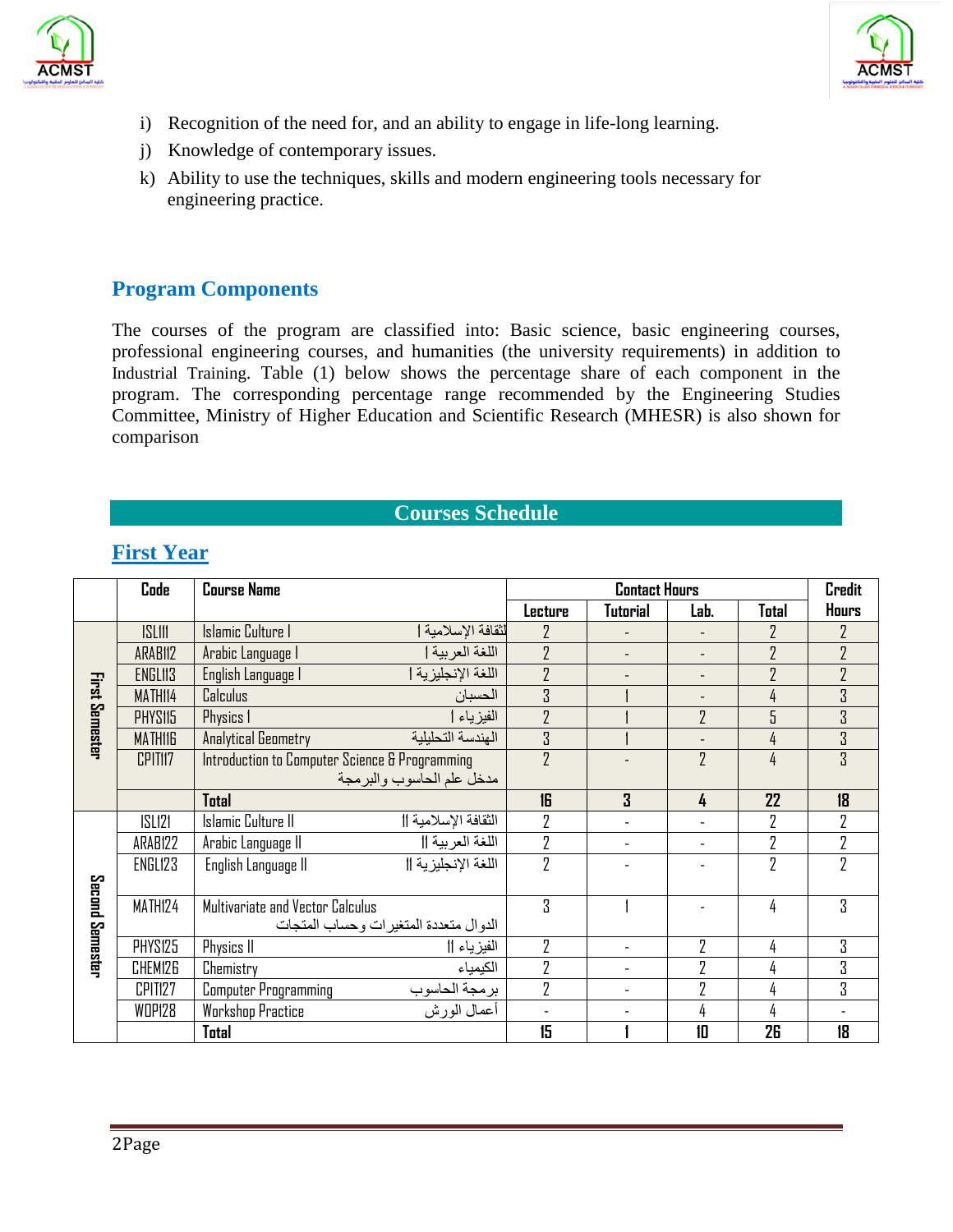i) Recognition of the need for, and an ability to engage in life-long learning.

j) Knowledge of contemporary issues.

k) Ability to use the techniques, skills and modern engineering tools necessary for engineering practice.

## Program Components

The courses of the program are classified into: Basic science, basic engineering courses, professional engineering courses, and humanities (the university requirements) in addition to Industrial Training. Table (1) below shows the percentage share of each component in the program. The corresponding percentage range recommended by the Engineering Studies Committee, Ministry of Higher Education and Scientific Research (MHESR) is also shown for comparison

## Courses Schedule

### First Year

| | Code | Course Name | Contact Hours | | | | Credit Hours |
|---|---|---|---|---|---|---|---|
| | | | Lecture | Tutorial | Lab. | Total | |
| First Semester | ISL111 | Islamic Culture I الثقافة الإسلامية I | 2 | - | - | 2 | 2 |
| | ARAB112 | Arabic Language I اللغة العربية I | 2 | - | - | 2 | 2 |
| | ENGL113 | English Language I اللغة الإنجليزية I | 2 | - | - | 2 | 2 |
| | MATH114 | Calculus الحسبان | 3 | 1 | - | 4 | 3 |
| | PHYS115 | Physics I الفيزياء I | 2 | 1 | 2 | 5 | 3 |
| | MATH116 | Analytical Geometry الهندسة التحليلية | 3 | 1 | - | 4 | 3 |
| | CPIT117 | Introduction to Computer Science & Programming مدخل علم الحاسوب والبرمجة | 2 | - | 2 | 4 | 3 |
| | | **Total** | **16** | **3** | **4** | **22** | **18** |
| Second Semester | ISL121 | Islamic Culture II الثقافة الإسلامية II | 2 | - | - | 2 | 2 |
| | ARAB122 | Arabic Language II اللغة العربية II | 2 | - | - | 2 | 2 |
| | ENGL123 | English Language II اللغة الإنجليزية II | 2 | - | - | 2 | 2 |
| | MATH124 | Multivariate and Vector Calculus الدوال متعددة المتغيرات وحساب المتجات | 3 | 1 | - | 4 | 3 |
| | PHYS125 | Physics II الفيزياء II | 2 | - | 2 | 4 | 3 |
| | CHEM126 | Chemistry الكيمياء | 2 | - | 2 | 4 | 3 |
| | CPIT127 | Computer Programming برمجة الحاسوب | 2 | - | 2 | 4 | 3 |
| | WOP128 | Workshop Practice أعمال الورش | - | - | 4 | 4 | - |
| | | **Total** | **15** | **1** | **10** | **26** | **18** |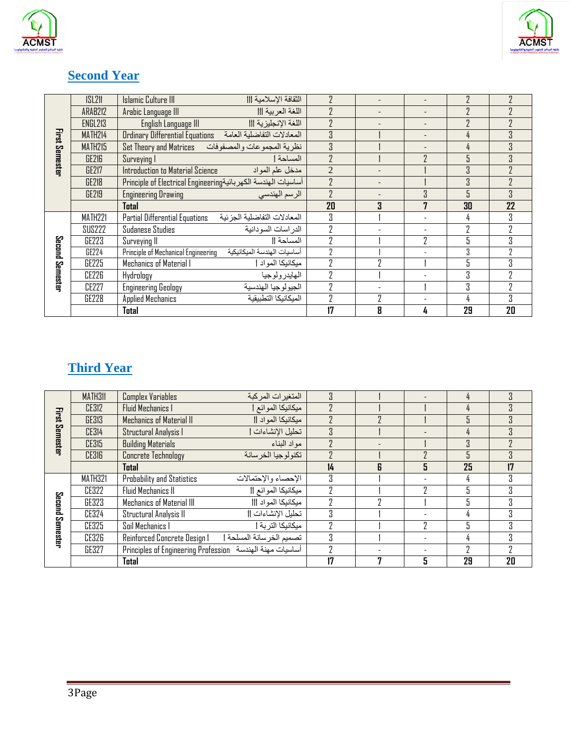## Second Year

| | | | | | | | |
|---|---|---|---|---|---|---|---|
| First Semester | ISL211 | Islamic Culture III الثقافة الإسلامية III | 2 | - | - | 2 | 2 |
| | ARAB212 | Arabic Language III اللغة العربية III | 2 | - | - | 2 | 2 |
| | ENGL213 | English Language III اللغة الإنجليزية III | 2 | - | - | 2 | 2 |
| | MATH214 | Ordinary Differential Equations المعادلات التفاضلية العامة | 3 | 1 | - | 4 | 3 |
| | MATH215 | Set Theory and Matrices نظرية المجموعات والمصفوفات | 3 | 1 | - | 4 | 3 |
| | GE216 | Surveying I المساحة I | 2 | 1 | 2 | 5 | 3 |
| | GE217 | Introduction to Material Science مدخل علم المواد | 2 | - | 1 | 3 | 2 |
| | GE218 | Principle of Electrical Engineering أساسيات الهندسة الكهربائية | 2 | - | 1 | 3 | 2 |
| | GE219 | Engineering Drawing الرسم الهندسي | 2 | - | 3 | 5 | 3 |
| | | **Total** | **20** | **3** | **7** | **30** | **22** |
| Second Semester | MATH221 | Partial Differential Equations المعادلات التفاضلية الجزئية | 3 | 1 | - | 4 | 3 |
| | SUS222 | Sudanese Studies الدراسات السودانية | 2 | - | - | 2 | 2 |
| | GE223 | Surveying II المساحة II | 2 | 1 | 2 | 5 | 3 |
| | GE224 | Principle of Mechanical Engineering أساسيات الهندسة الميكانيكية | 2 | 1 | - | 3 | 2 |
| | GE225 | Mechanics of Material I ميكانيكا المواد I | 2 | 2 | 1 | 5 | 3 |
| | CE226 | Hydrology الهايدرولوجيا | 2 | 1 | - | 3 | 2 |
| | CE227 | Engineering Geology الجيولوجيا الهندسية | 2 | - | 1 | 3 | 2 |
| | GE228 | Applied Mechanics الميكانيكا التطبيقية | 2 | 2 | - | 4 | 3 |
| | | **Total** | **17** | **8** | **4** | **29** | **20** |

## Third Year

| | | | | | | | |
|---|---|---|---|---|---|---|---|
| First Semester | MATH311 | Complex Variables المتغيرات المركبة | 3 | 1 | - | 4 | 3 |
| | CE312 | Fluid Mechanics I ميكانيكا الموائع I | 2 | 1 | 1 | 4 | 3 |
| | GE313 | Mechanics of Material II ميكانيكا المواد II | 2 | 2 | 1 | 5 | 3 |
| | CE314 | Structural Analysis I تحليل الإنشاءات I | 3 | 1 | - | 4 | 3 |
| | CE315 | Building Materials مواد البناء | 2 | - | 1 | 3 | 2 |
| | CE316 | Concrete Technology تكنولوجيا الخرسانة | 2 | 1 | 2 | 5 | 3 |
| | | **Total** | **14** | **6** | **5** | **25** | **17** |
| Second Semester | MATH321 | Probability and Statistics الإحصاء والإحتمالات | 3 | 1 | - | 4 | 3 |
| | CE322 | Fluid Mechanics II ميكانيكا الموائع II | 2 | 1 | 2 | 5 | 3 |
| | GE323 | Mechanics of Material III ميكانيكا المواد III | 2 | 2 | 1 | 5 | 3 |
| | CE324 | Structural Analysis II تحليل الإنشاءات II | 3 | 1 | - | 4 | 3 |
| | CE325 | Soil Mechanics I ميكانيكا التربة I | 2 | 1 | 2 | 5 | 3 |
| | CE326 | Reinforced Concrete Design I تصميم الخرسانة المسلحة I | 3 | 1 | - | 4 | 3 |
| | GE327 | Principles of Engineering Profession أساسيات مهنة الهندسة | 2 | - | - | 2 | 2 |
| | | **Total** | **17** | **7** | **5** | **29** | **20** |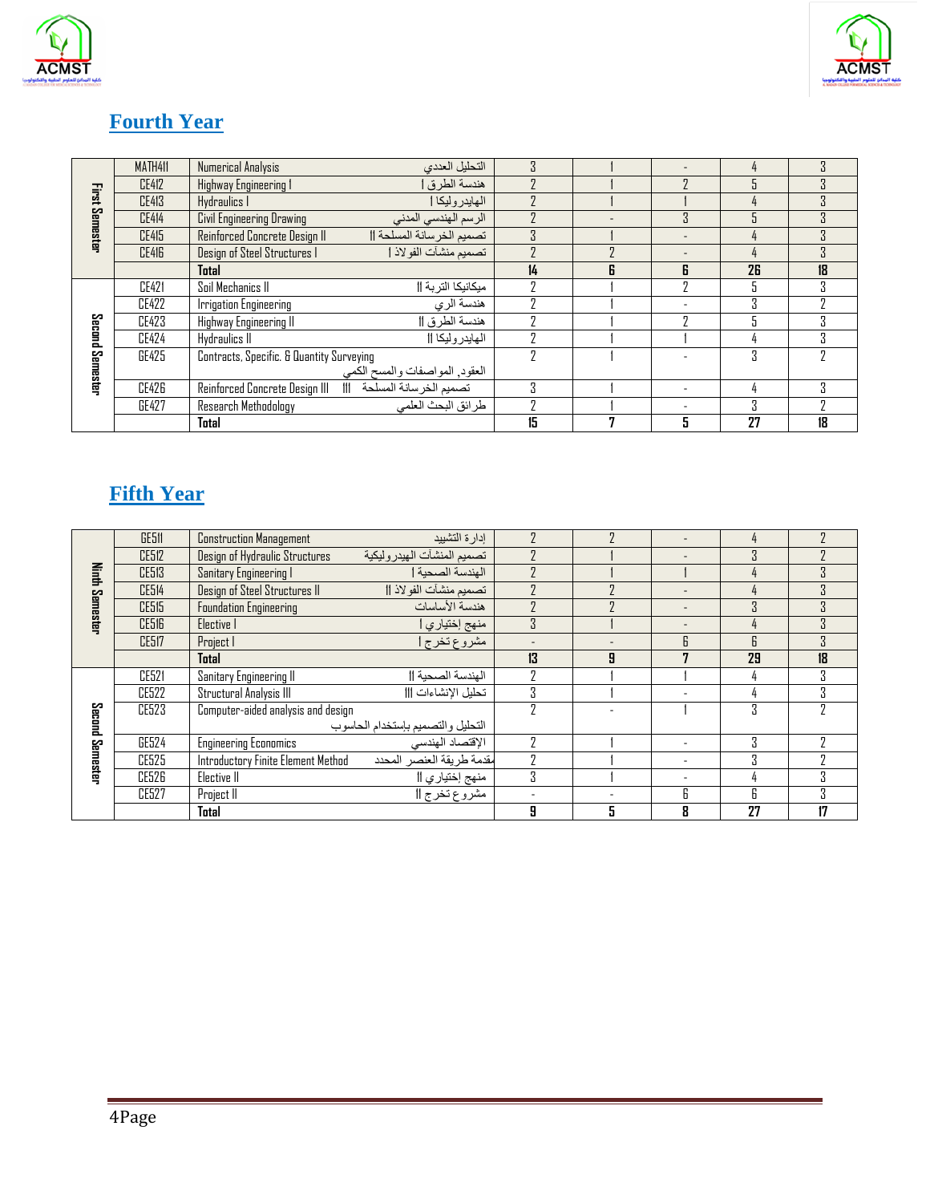## Fourth Year

| | | | | | | | |
|---|---|---|---|---|---|---|---|
| First Semester | MATH411 | Numerical Analysis التحليل العددي | 3 | 1 | - | 4 | 3 |
| | CE412 | Highway Engineering I هندسة الطرق I | 2 | 1 | 2 | 5 | 3 |
| | CE413 | Hydraulics I الهايدروليكا I | 2 | 1 | 1 | 4 | 3 |
| | CE414 | Civil Engineering Drawing الرسم الهندسي المدني | 2 | - | 3 | 5 | 3 |
| | CE415 | Reinforced Concrete Design II تصميم الخرسانة المسلحة II | 3 | 1 | - | 4 | 3 |
| | CE416 | Design of Steel Structures I تصميم منشآت الفولاذ I | 2 | 2 | - | 4 | 3 |
| | | **Total** | **14** | **6** | **6** | **26** | **18** |
| Second Semester | CE421 | Soil Mechanics II ميكانيكا التربة II | 2 | 1 | 2 | 5 | 3 |
| | CE422 | Irrigation Engineering هندسة الري | 2 | 1 | - | 3 | 2 |
| | CE423 | Highway Engineering II هندسة الطرق II | 2 | 1 | 2 | 5 | 3 |
| | CE424 | Hydraulics II الهايدروليكا II | 2 | 1 | 1 | 4 | 3 |
| | GE425 | Contracts, Specific. & Quantity Surveying العقود, المواصفات والمسح الكمي | 2 | 1 | - | 3 | 2 |
| | CE426 | Reinforced Concrete Design III تصميم الخرسانة المسلحة III | 3 | 1 | - | 4 | 3 |
| | GE427 | Research Methodology طرائق البحث العلمي | 2 | 1 | - | 3 | 2 |
| | | **Total** | **15** | **7** | **5** | **27** | **18** |

## Fifth Year

| | | | | | | | |
|---|---|---|---|---|---|---|---|
| Ninth Semester | GE511 | Construction Management إدارة التشييد | 2 | 2 | - | 4 | 2 |
| | CE512 | Design of Hydraulic Structures تصميم المنشآت الهيدروليكية | 2 | 1 | - | 3 | 2 |
| | CE513 | Sanitary Engineering I الهندسة الصحية I | 2 | 1 | 1 | 4 | 3 |
| | CE514 | Design of Steel Structures II تصميم منشآت الفولاذ II | 2 | 2 | - | 4 | 3 |
| | CE515 | Foundation Engineering هندسة الأساسات | 2 | 2 | - | 3 | 3 |
| | CE516 | Elective I منهج إختياري I | 3 | 1 | - | 4 | 3 |
| | CE517 | Project I مشروع تخرج I | - | - | 6 | 6 | 3 |
| | | **Total** | **13** | **9** | **7** | **29** | **18** |
| Second Semester | CE521 | Sanitary Engineering II الهندسة الصحية II | 2 | 1 | 1 | 4 | 3 |
| | CE522 | Structural Analysis III تحليل الإنشاءات III | 3 | 1 | - | 4 | 3 |
| | CE523 | Computer-aided analysis and design التحليل والتصميم بإستخدام الحاسوب | 2 | - | 1 | 3 | 2 |
| | GE524 | Engineering Economics الإقتصاد الهندسي | 2 | 1 | - | 3 | 2 |
| | CE525 | Introductory Finite Element Method مقدمة طريقة العنصر المحدد | 2 | 1 | - | 3 | 2 |
| | CE526 | Elective II منهج إختياري II | 3 | 1 | - | 4 | 3 |
| | CE527 | Project II مشروع تخرج II | - | - | 6 | 6 | 3 |
| | | **Total** | **9** | **5** | **8** | **27** | **17** |